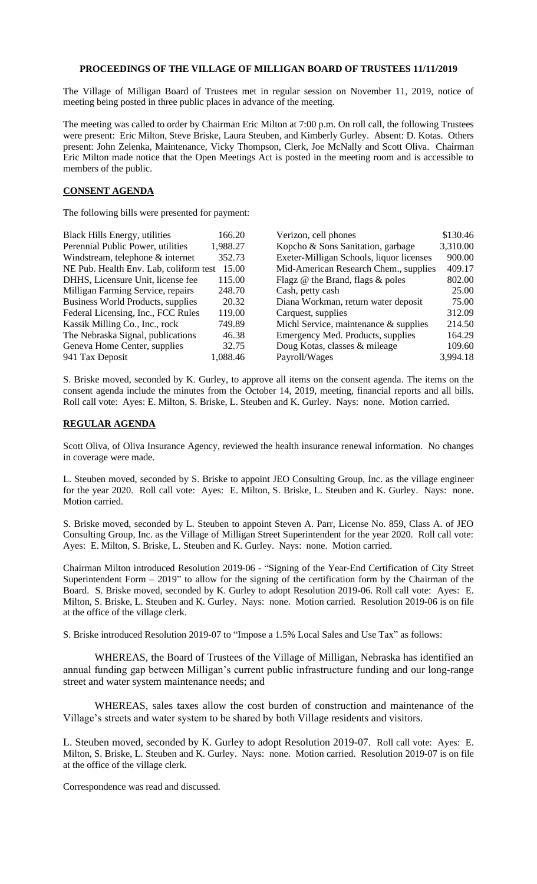**PROCEEDINGS OF THE VILLAGE OF MILLIGAN BOARD OF TRUSTEES 11/11/2019**

The Village of Milligan Board of Trustees met in regular session on November 11, 2019, notice of meeting being posted in three public places in advance of the meeting.

The meeting was called to order by Chairman Eric Milton at 7:00 p.m. On roll call, the following Trustees were present: Eric Milton, Steve Briske, Laura Steuben, and Kimberly Gurley. Absent: D. Kotas. Others present: John Zelenka, Maintenance, Vicky Thompson, Clerk, Joe McNally and Scott Oliva. Chairman Eric Milton made notice that the Open Meetings Act is posted in the meeting room and is accessible to members of the public.

**CONSENT AGENDA**

The following bills were presented for payment:

| | | | |
|---|---|---|---|
| Black Hills Energy, utilities | 166.20 | Verizon, cell phones | $130.46 |
| Perennial Public Power, utilities | 1,988.27 | Kopcho & Sons Sanitation, garbage | 3,310.00 |
| Windstream, telephone & internet | 352.73 | Exeter-Milligan Schools, liquor licenses | 900.00 |
| NE Pub. Health Env. Lab, coliform test | 15.00 | Mid-American Research Chem., supplies | 409.17 |
| DHHS, Licensure Unit, license fee | 115.00 | Flagz @ the Brand, flags & poles | 802.00 |
| Milligan Farming Service, repairs | 248.70 | Cash, petty cash | 25.00 |
| Business World Products, supplies | 20.32 | Diana Workman, return water deposit | 75.00 |
| Federal Licensing, Inc., FCC Rules | 119.00 | Carquest, supplies | 312.09 |
| Kassik Milling Co., Inc., rock | 749.89 | Michl Service, maintenance & supplies | 214.50 |
| The Nebraska Signal, publications | 46.38 | Emergency Med. Products, supplies | 164.29 |
| Geneva Home Center, supplies | 32.75 | Doug Kotas, classes & mileage | 109.60 |
| 941 Tax Deposit | 1,088.46 | Payroll/Wages | 3,994.18 |

S. Briske moved, seconded by K. Gurley, to approve all items on the consent agenda. The items on the consent agenda include the minutes from the October 14, 2019, meeting, financial reports and all bills. Roll call vote: Ayes: E. Milton, S. Briske, L. Steuben and K. Gurley. Nays: none. Motion carried.

**REGULAR AGENDA**

Scott Oliva, of Oliva Insurance Agency, reviewed the health insurance renewal information. No changes in coverage were made.

L. Steuben moved, seconded by S. Briske to appoint JEO Consulting Group, Inc. as the village engineer for the year 2020. Roll call vote: Ayes: E. Milton, S. Briske, L. Steuben and K. Gurley. Nays: none. Motion carried.

S. Briske moved, seconded by L. Steuben to appoint Steven A. Parr, License No. 859, Class A. of JEO Consulting Group, Inc. as the Village of Milligan Street Superintendent for the year 2020. Roll call vote: Ayes: E. Milton, S. Briske, L. Steuben and K. Gurley. Nays: none. Motion carried.

Chairman Milton introduced Resolution 2019-06 - "Signing of the Year-End Certification of City Street Superintendent Form – 2019" to allow for the signing of the certification form by the Chairman of the Board. S. Briske moved, seconded by K. Gurley to adopt Resolution 2019-06. Roll call vote: Ayes: E. Milton, S. Briske, L. Steuben and K. Gurley. Nays: none. Motion carried. Resolution 2019-06 is on file at the office of the village clerk.

S. Briske introduced Resolution 2019-07 to "Impose a 1.5% Local Sales and Use Tax" as follows:

WHEREAS, the Board of Trustees of the Village of Milligan, Nebraska has identified an annual funding gap between Milligan's current public infrastructure funding and our long-range street and water system maintenance needs; and

WHEREAS, sales taxes allow the cost burden of construction and maintenance of the Village's streets and water system to be shared by both Village residents and visitors.

L. Steuben moved, seconded by K. Gurley to adopt Resolution 2019-07. Roll call vote: Ayes: E. Milton, S. Briske, L. Steuben and K. Gurley. Nays: none. Motion carried. Resolution 2019-07 is on file at the office of the village clerk.

Correspondence was read and discussed.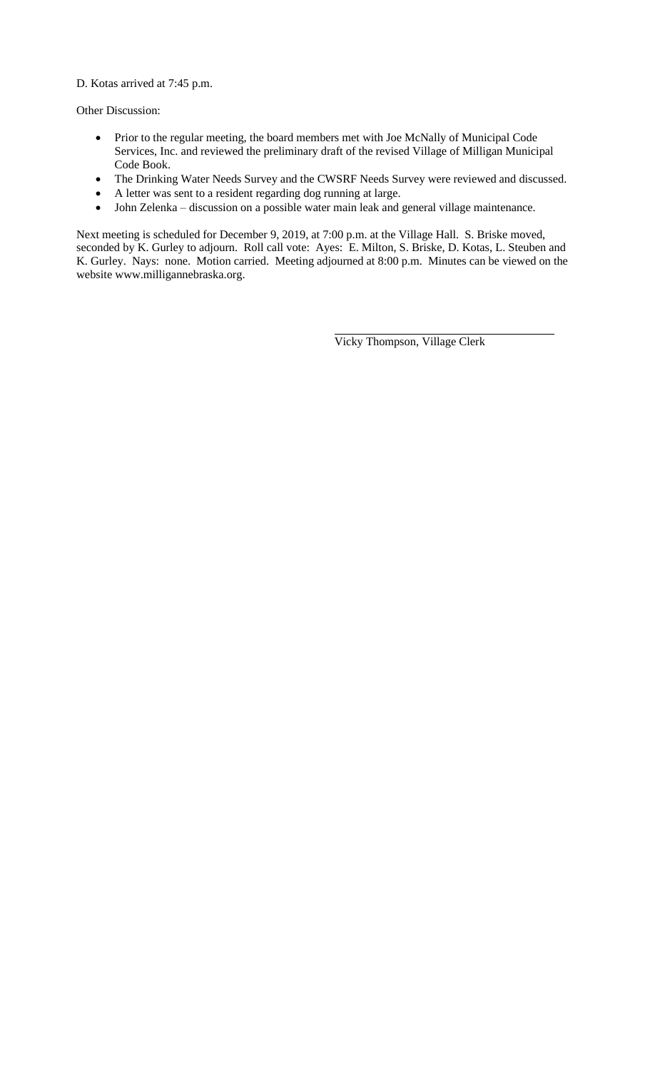D. Kotas arrived at 7:45 p.m.

Other Discussion:

- Prior to the regular meeting, the board members met with Joe McNally of Municipal Code Services, Inc. and reviewed the preliminary draft of the revised Village of Milligan Municipal Code Book.
- The Drinking Water Needs Survey and the CWSRF Needs Survey were reviewed and discussed.
- A letter was sent to a resident regarding dog running at large.
- John Zelenka – discussion on a possible water main leak and general village maintenance.

Next meeting is scheduled for December 9, 2019, at 7:00 p.m. at the Village Hall. S. Briske moved, seconded by K. Gurley to adjourn. Roll call vote: Ayes: E. Milton, S. Briske, D. Kotas, L. Steuben and K. Gurley. Nays: none. Motion carried. Meeting adjourned at 8:00 p.m. Minutes can be viewed on the website www.millignannebraska.org.

Vicky Thompson, Village Clerk